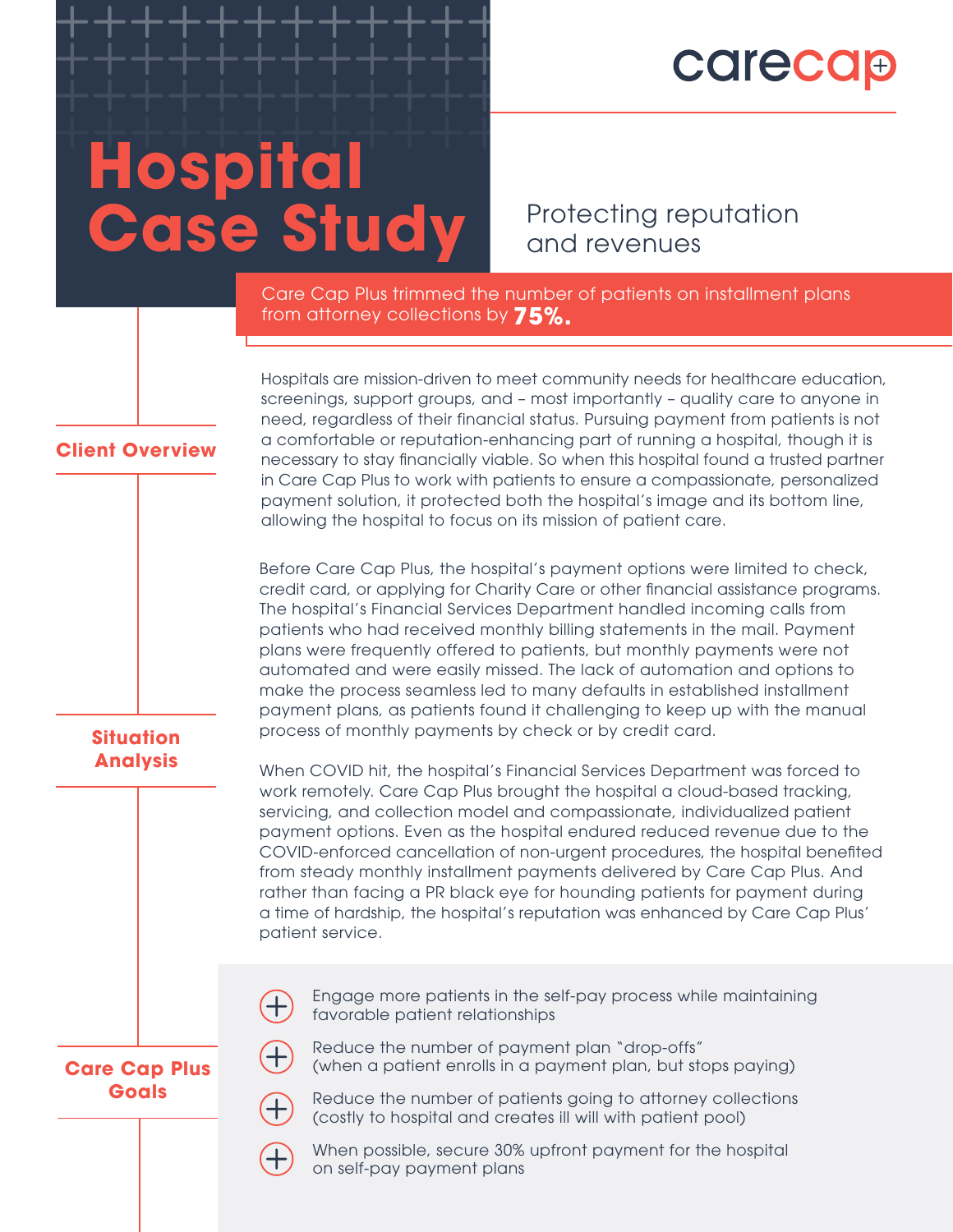carecap

# Hospital Case Study

## Protecting reputation and revenues

Care Cap Plus trimmed the number of patients on installment plans from attorney collections by **75%.**

## Client Overview

Hospitals are mission-driven to meet community needs for healthcare education, screenings, support groups, and – most importantly – quality care to anyone in need, regardless of their financial status. Pursuing payment from patients is not a comfortable or reputation-enhancing part of running a hospital, though it is necessary to stay financially viable. So when this hospital found a trusted partner in Care Cap Plus to work with patients to ensure a compassionate, personalized payment solution, it protected both the hospital's image and its bottom line, allowing the hospital to focus on its mission of patient care.

## Situation Analysis

Before Care Cap Plus, the hospital's payment options were limited to check, credit card, or applying for Charity Care or other financial assistance programs. The hospital's Financial Services Department handled incoming calls from patients who had received monthly billing statements in the mail. Payment plans were frequently offered to patients, but monthly payments were not automated and were easily missed. The lack of automation and options to make the process seamless led to many defaults in established installment payment plans, as patients found it challenging to keep up with the manual process of monthly payments by check or by credit card.

When COVID hit, the hospital's Financial Services Department was forced to work remotely. Care Cap Plus brought the hospital a cloud-based tracking, servicing, and collection model and compassionate, individualized patient payment options. Even as the hospital endured reduced revenue due to the COVID-enforced cancellation of non-urgent procedures, the hospital benefited from steady monthly installment payments delivered by Care Cap Plus. And rather than facing a PR black eye for hounding patients for payment during a time of hardship, the hospital's reputation was enhanced by Care Cap Plus' patient service.

## Care Cap Plus Goals

- Engage more patients in the self-pay process while maintaining favorable patient relationships
- Reduce the number of payment plan "drop-offs" (when a patient enrolls in a payment plan, but stops paying)
- Reduce the number of patients going to attorney collections (costly to hospital and creates ill will with patient pool)
- When possible, secure 30% upfront payment for the hospital on self-pay payment plans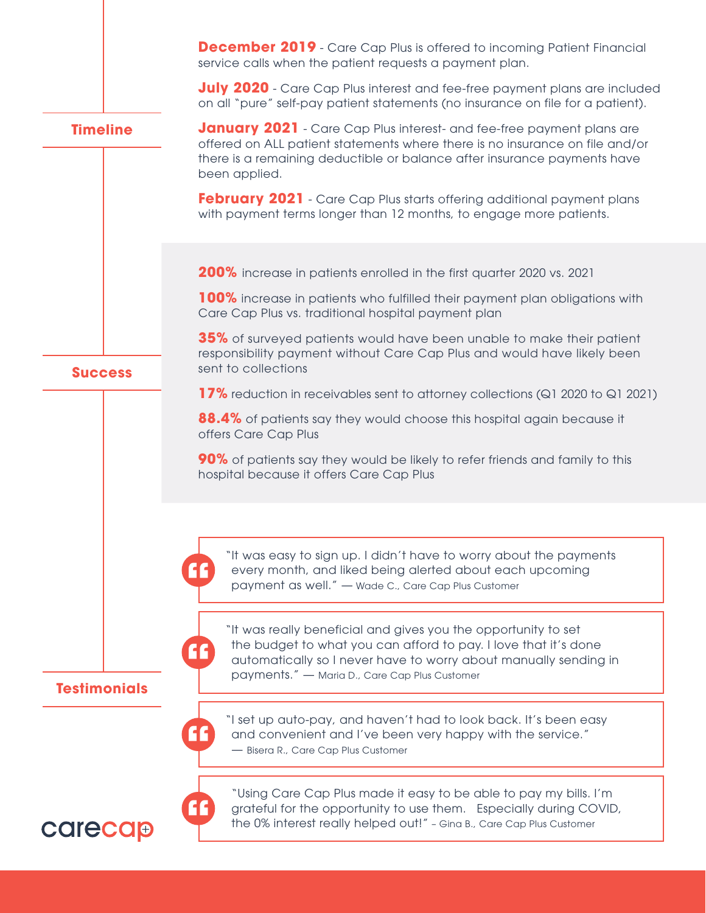## Timeline

**December 2019** - Care Cap Plus is offered to incoming Patient Financial service calls when the patient requests a payment plan.

**July 2020** - Care Cap Plus interest and fee-free payment plans are included on all "pure" self-pay patient statements (no insurance on file for a patient).

**January 2021** - Care Cap Plus interest- and fee-free payment plans are offered on ALL patient statements where there is no insurance on file and/or there is a remaining deductible or balance after insurance payments have been applied.

**February 2021** - Care Cap Plus starts offering additional payment plans with payment terms longer than 12 months, to engage more patients.

## Success

**200%** increase in patients enrolled in the first quarter 2020 vs. 2021

**100%** increase in patients who fulfilled their payment plan obligations with Care Cap Plus vs. traditional hospital payment plan

**35%** of surveyed patients would have been unable to make their patient responsibility payment without Care Cap Plus and would have likely been sent to collections

**17%** reduction in receivables sent to attorney collections (Q1 2020 to Q1 2021)

**88.4%** of patients say they would choose this hospital again because it offers Care Cap Plus

**90%** of patients say they would be likely to refer friends and family to this hospital because it offers Care Cap Plus

## Testimonials

"It was easy to sign up. I didn't have to worry about the payments every month, and liked being alerted about each upcoming payment as well." — Wade C., Care Cap Plus Customer

"It was really beneficial and gives you the opportunity to set the budget to what you can afford to pay. I love that it's done automatically so I never have to worry about manually sending in payments." — Maria D., Care Cap Plus Customer

"I set up auto-pay, and haven't had to look back. It's been easy and convenient and I've been very happy with the service." — Bisera R., Care Cap Plus Customer

"Using Care Cap Plus made it easy to be able to pay my bills. I'm grateful for the opportunity to use them. Especially during COVID, the 0% interest really helped out!" – Gina B., Care Cap Plus Customer

carecap